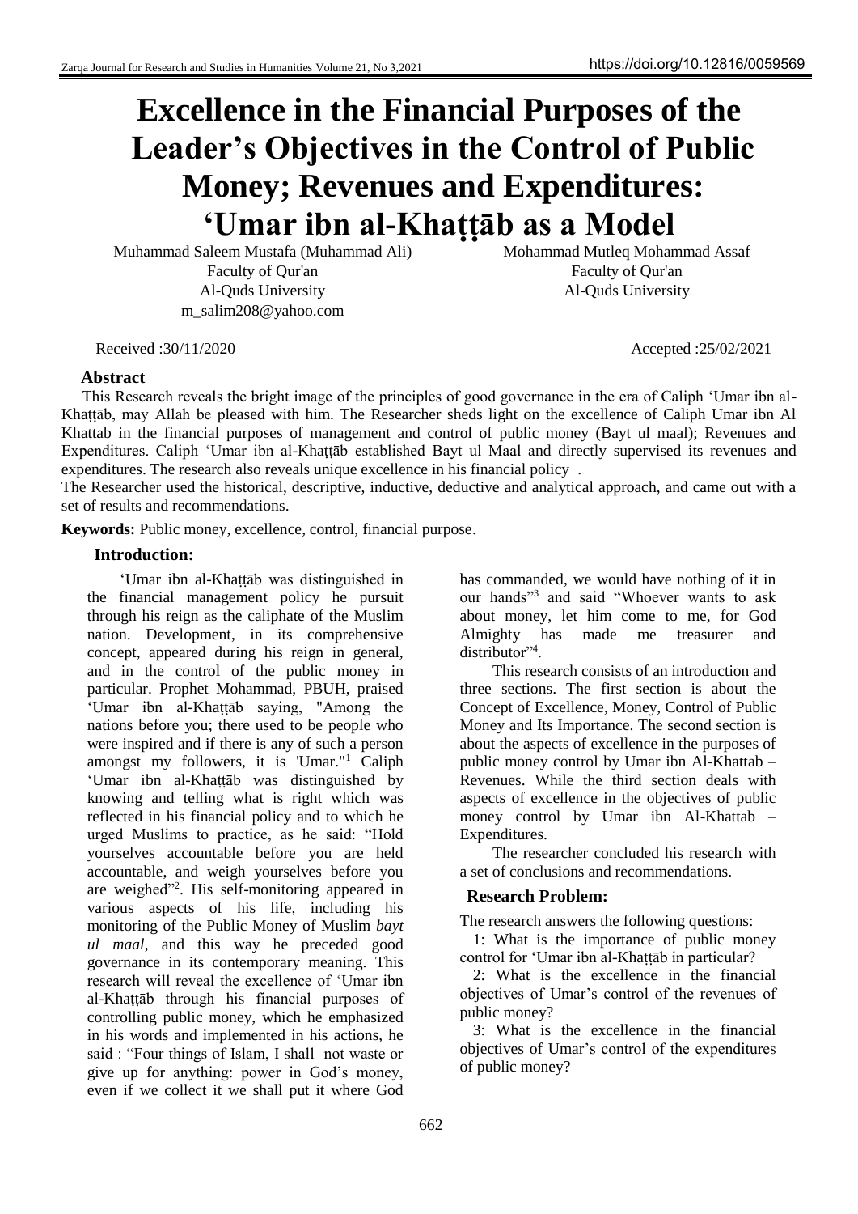# Excellence in the Financial Purposes of the Leader's Objectives in the Control of Public Money; Revenues and Expenditures: 'Umar ibn al-Khaṭṭāb as a Model

Muhammad Saleem Mustafa (Muhammad Ali)
Faculty of Qur'an
Al-Quds University
m_salim208@yahoo.com

Mohammad Mutleq Mohammad Assaf
Faculty of Qur'an
Al-Quds University

Received :30/11/2020 Accepted :25/02/2021

## Abstract

This Research reveals the bright image of the principles of good governance in the era of Caliph 'Umar ibn al-Khaṭṭāb, may Allah be pleased with him. The Researcher sheds light on the excellence of Caliph Umar ibn Al Khattab in the financial purposes of management and control of public money (Bayt ul maal); Revenues and Expenditures. Caliph 'Umar ibn al-Khaṭṭāb established Bayt ul Maal and directly supervised its revenues and expenditures. The research also reveals unique excellence in his financial policy .

The Researcher used the historical, descriptive, inductive, deductive and analytical approach, and came out with a set of results and recommendations.

**Keywords:** Public money, excellence, control, financial purpose.

## Introduction:

'Umar ibn al-Khaṭṭāb was distinguished in the financial management policy he pursuit through his reign as the caliphate of the Muslim nation. Development, in its comprehensive concept, appeared during his reign in general, and in the control of the public money in particular. Prophet Mohammad, PBUH, praised 'Umar ibn al-Khaṭṭāb saying, "Among the nations before you; there used to be people who were inspired and if there is any of such a person amongst my followers, it is 'Umar."[1] Caliph 'Umar ibn al-Khaṭṭāb was distinguished by knowing and telling what is right which was reflected in his financial policy and to which he urged Muslims to practice, as he said: "Hold yourselves accountable before you are held accountable, and weigh yourselves before you are weighed"[2]. His self-monitoring appeared in various aspects of his life, including his monitoring of the Public Money of Muslim *bayt ul maal*, and this way he preceded good governance in its contemporary meaning. This research will reveal the excellence of 'Umar ibn al-Khaṭṭāb through his financial purposes of controlling public money, which he emphasized in his words and implemented in his actions, he said : "Four things of Islam, I shall not waste or give up for anything: power in God's money, even if we collect it we shall put it where God has commanded, we would have nothing of it in our hands"[3] and said "Whoever wants to ask about money, let him come to me, for God Almighty has made me treasurer and distributor"[4].

This research consists of an introduction and three sections. The first section is about the Concept of Excellence, Money, Control of Public Money and Its Importance. The second section is about the aspects of excellence in the purposes of public money control by Umar ibn Al-Khattab – Revenues. While the third section deals with aspects of excellence in the objectives of public money control by Umar ibn Al-Khattab – Expenditures.

The researcher concluded his research with a set of conclusions and recommendations.

## Research Problem:

The research answers the following questions:

1: What is the importance of public money control for 'Umar ibn al-Khaṭṭāb in particular?

2: What is the excellence in the financial objectives of Umar's control of the revenues of public money?

3: What is the excellence in the financial objectives of Umar's control of the expenditures of public money?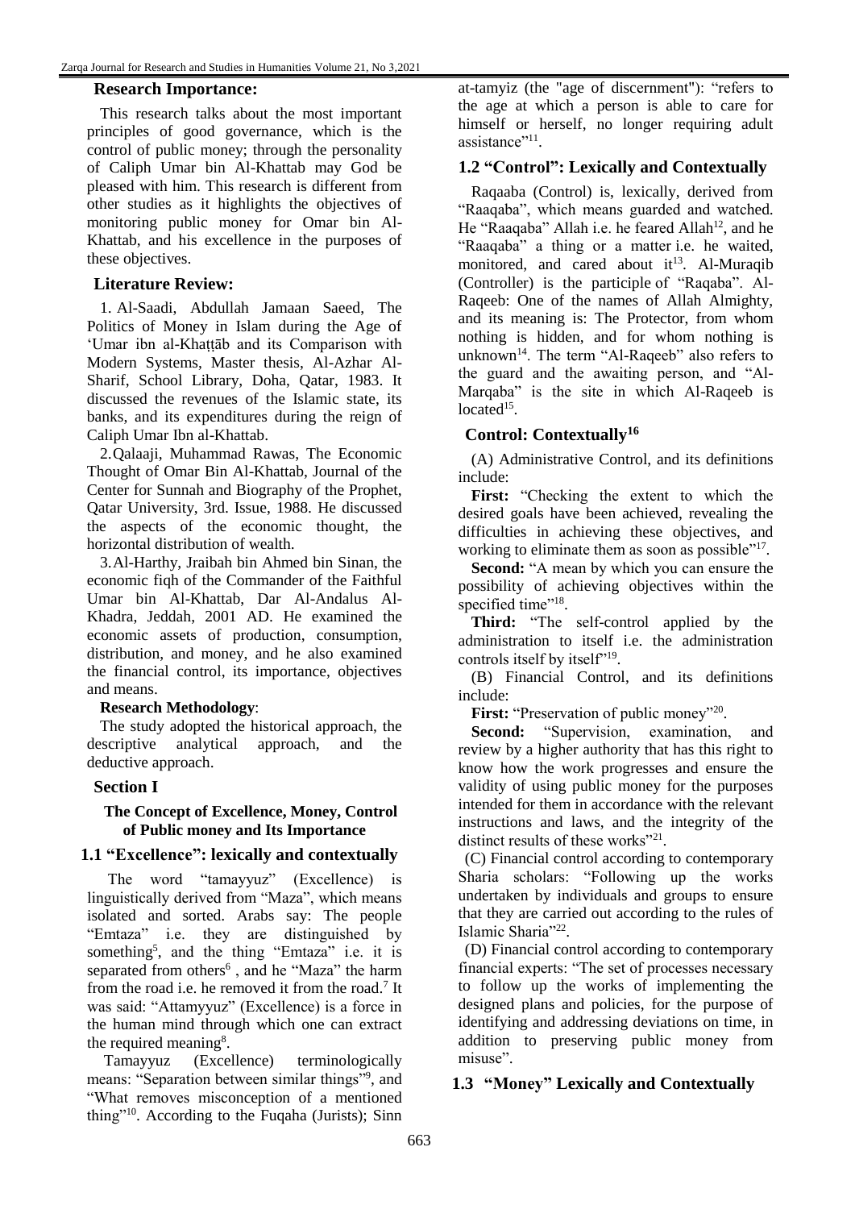## Research Importance:

This research talks about the most important principles of good governance, which is the control of public money; through the personality of Caliph Umar bin Al-Khattab may God be pleased with him. This research is different from other studies as it highlights the objectives of monitoring public money for Omar bin Al-Khattab, and his excellence in the purposes of these objectives.

## Literature Review:

1. Al-Saadi, Abdullah Jamaan Saeed, The Politics of Money in Islam during the Age of ʻUmar ibn al-Khaṭṭāb and its Comparison with Modern Systems, Master thesis, Al-Azhar Al-Sharif, School Library, Doha, Qatar, 1983. It discussed the revenues of the Islamic state, its banks, and its expenditures during the reign of Caliph Umar Ibn al-Khattab.
2. Qalaaji, Muhammad Rawas, The Economic Thought of Omar Bin Al-Khattab, Journal of the Center for Sunnah and Biography of the Prophet, Qatar University, 3rd. Issue, 1988. He discussed the aspects of the economic thought, the horizontal distribution of wealth.
3. Al-Harthy, Jraibah bin Ahmed bin Sinan, the economic fiqh of the Commander of the Faithful Umar bin Al-Khattab, Dar Al-Andalus Al-Khadra, Jeddah, 2001 AD. He examined the economic assets of production, consumption, distribution, and money, and he also examined the financial control, its importance, objectives and means.

**Research Methodology**:

The study adopted the historical approach, the descriptive analytical approach, and the deductive approach.

## Section I

### The Concept of Excellence, Money, Control of Public money and Its Importance

### 1.1 "Excellence": lexically and contextually

The word "tamayyuz" (Excellence) is linguistically derived from "Maza", which means isolated and sorted. Arabs say: The people "Emtaza" i.e. they are distinguished by something[5], and the thing "Emtaza" i.e. it is separated from others[6] , and he "Maza" the harm from the road i.e. he removed it from the road.[7] It was said: "Attamyyuz" (Excellence) is a force in the human mind through which one can extract the required meaning[8].

Tamayyuz (Excellence) terminologically means: "Separation between similar things"[9], and "What removes misconception of a mentioned thing"[10]. According to the Fuqaha (Jurists); Sinn at-tamyiz (the "age of discernment"): "refers to the age at which a person is able to care for himself or herself, no longer requiring adult assistance"[11].

### 1.2 "Control": Lexically and Contextually

Raqaaba (Control) is, lexically, derived from "Raaqaba", which means guarded and watched. He "Raaqaba" Allah i.e. he feared Allah[12], and he "Raaqaba" a thing or a matter i.e. he waited, monitored, and cared about it[13]. Al-Muraqib (Controller) is the participle of "Raqaba". Al-Raqeeb: One of the names of Allah Almighty, and its meaning is: The Protector, from whom nothing is hidden, and for whom nothing is unknown[14]. The term "Al-Raqeeb" also refers to the guard and the awaiting person, and "Al-Marqaba" is the site in which Al-Raqeeb is located[15].

### Control: Contextually[16]

(A) Administrative Control, and its definitions include:

**First:** "Checking the extent to which the desired goals have been achieved, revealing the difficulties in achieving these objectives, and working to eliminate them as soon as possible"[17].

**Second:** "A mean by which you can ensure the possibility of achieving objectives within the specified time"[18].

**Third:** "The self-control applied by the administration to itself i.e. the administration controls itself by itself"[19].

(B) Financial Control, and its definitions include:

**First:** "Preservation of public money"[20].

**Second:** "Supervision, examination, and review by a higher authority that has this right to know how the work progresses and ensure the validity of using public money for the purposes intended for them in accordance with the relevant instructions and laws, and the integrity of the distinct results of these works"[21].

(C) Financial control according to contemporary Sharia scholars: "Following up the works undertaken by individuals and groups to ensure that they are carried out according to the rules of Islamic Sharia"[22].

(D) Financial control according to contemporary financial experts: "The set of processes necessary to follow up the works of implementing the designed plans and policies, for the purpose of identifying and addressing deviations on time, in addition to preserving public money from misuse".

### 1.3 "Money" Lexically and Contextually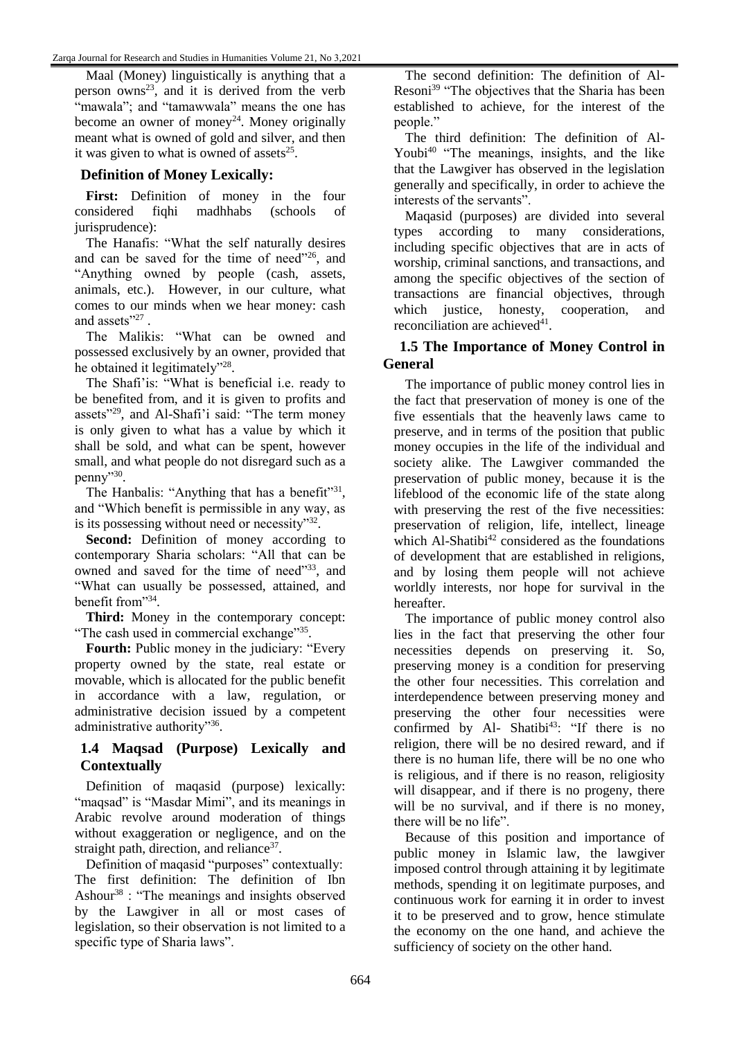Maal (Money) linguistically is anything that a person owns[23], and it is derived from the verb "mawala"; and "tamawwala" means the one has become an owner of money[24]. Money originally meant what is owned of gold and silver, and then it was given to what is owned of assets[25].

### Definition of Money Lexically:

**First:** Definition of money in the four considered fiqhi madhhabs (schools of jurisprudence):

The Hanafis: "What the self naturally desires and can be saved for the time of need"[26], and "Anything owned by people (cash, assets, animals, etc.). However, in our culture, what comes to our minds when we hear money: cash and assets"[27].

The Malikis: "What can be owned and possessed exclusively by an owner, provided that he obtained it legitimately"[28].

The Shafi'is: "What is beneficial i.e. ready to be benefited from, and it is given to profits and assets"[29], and Al-Shafi'i said: "The term money is only given to what has a value by which it shall be sold, and what can be spent, however small, and what people do not disregard such as a penny"[30].

The Hanbalis: "Anything that has a benefit"[31], and "Which benefit is permissible in any way, as is its possessing without need or necessity"[32].

**Second:** Definition of money according to contemporary Sharia scholars: "All that can be owned and saved for the time of need"[33], and "What can usually be possessed, attained, and benefit from"[34].

**Third:** Money in the contemporary concept: "The cash used in commercial exchange"[35].

**Fourth:** Public money in the judiciary: "Every property owned by the state, real estate or movable, which is allocated for the public benefit in accordance with a law, regulation, or administrative decision issued by a competent administrative authority"[36].

## 1.4 Maqsad (Purpose) Lexically and Contextually

Definition of maqasid (purpose) lexically: "maqsad" is "Masdar Mimi", and its meanings in Arabic revolve around moderation of things without exaggeration or negligence, and on the straight path, direction, and reliance[37].

Definition of maqasid "purposes" contextually: The first definition: The definition of Ibn Ashour[38] : "The meanings and insights observed by the Lawgiver in all or most cases of legislation, so their observation is not limited to a specific type of Sharia laws".

The second definition: The definition of Al-Resoni[39] "The objectives that the Sharia has been established to achieve, for the interest of the people."

The third definition: The definition of Al-Youbi[40] "The meanings, insights, and the like that the Lawgiver has observed in the legislation generally and specifically, in order to achieve the interests of the servants".

Maqasid (purposes) are divided into several types according to many considerations, including specific objectives that are in acts of worship, criminal sanctions, and transactions, and among the specific objectives of the section of transactions are financial objectives, through which justice, honesty, cooperation, and reconciliation are achieved[41].

## 1.5 The Importance of Money Control in General

The importance of public money control lies in the fact that preservation of money is one of the five essentials that the heavenly laws came to preserve, and in terms of the position that public money occupies in the life of the individual and society alike. The Lawgiver commanded the preservation of public money, because it is the lifeblood of the economic life of the state along with preserving the rest of the five necessities: preservation of religion, life, intellect, lineage which Al-Shatibi[42] considered as the foundations of development that are established in religions, and by losing them people will not achieve worldly interests, nor hope for survival in the hereafter.

The importance of public money control also lies in the fact that preserving the other four necessities depends on preserving it. So, preserving money is a condition for preserving the other four necessities. This correlation and interdependence between preserving money and preserving the other four necessities were confirmed by Al- Shatibi[43]: "If there is no religion, there will be no desired reward, and if there is no human life, there will be no one who is religious, and if there is no reason, religiosity will disappear, and if there is no progeny, there will be no survival, and if there is no money, there will be no life".

Because of this position and importance of public money in Islamic law, the lawgiver imposed control through attaining it by legitimate methods, spending it on legitimate purposes, and continuous work for earning it in order to invest it to be preserved and to grow, hence stimulate the economy on the one hand, and achieve the sufficiency of society on the other hand.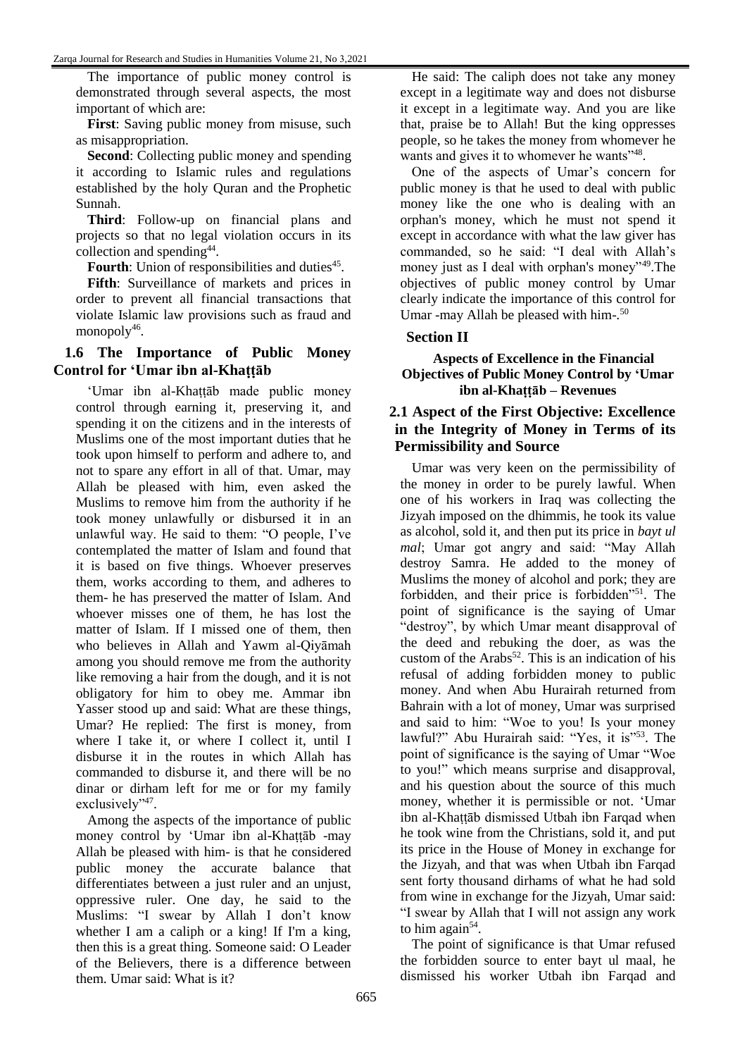The importance of public money control is demonstrated through several aspects, the most important of which are:

**First**: Saving public money from misuse, such as misappropriation.

**Second**: Collecting public money and spending it according to Islamic rules and regulations established by the holy Quran and the Prophetic Sunnah.

**Third**: Follow-up on financial plans and projects so that no legal violation occurs in its collection and spending[44].

**Fourth**: Union of responsibilities and duties[45].

**Fifth**: Surveillance of markets and prices in order to prevent all financial transactions that violate Islamic law provisions such as fraud and monopoly[46].

### 1.6 The Importance of Public Money Control for 'Umar ibn al-Khaṭṭāb

'Umar ibn al-Khaṭṭāb made public money control through earning it, preserving it, and spending it on the citizens and in the interests of Muslims one of the most important duties that he took upon himself to perform and adhere to, and not to spare any effort in all of that. Umar, may Allah be pleased with him, even asked the Muslims to remove him from the authority if he took money unlawfully or disbursed it in an unlawful way. He said to them: "O people, I've contemplated the matter of Islam and found that it is based on five things. Whoever preserves them, works according to them, and adheres to them- he has preserved the matter of Islam. And whoever misses one of them, he has lost the matter of Islam. If I missed one of them, then who believes in Allah and Yawm al-Qiyāmah among you should remove me from the authority like removing a hair from the dough, and it is not obligatory for him to obey me. Ammar ibn Yasser stood up and said: What are these things, Umar? He replied: The first is money, from where I take it, or where I collect it, until I disburse it in the routes in which Allah has commanded to disburse it, and there will be no dinar or dirham left for me or for my family exclusively"[47].

Among the aspects of the importance of public money control by 'Umar ibn al-Khaṭṭāb -may Allah be pleased with him- is that he considered public money the accurate balance that differentiates between a just ruler and an unjust, oppressive ruler. One day, he said to the Muslims: "I swear by Allah I don't know whether I am a caliph or a king! If I'm a king, then this is a great thing. Someone said: O Leader of the Believers, there is a difference between them. Umar said: What is it?

He said: The caliph does not take any money except in a legitimate way and does not disburse it except in a legitimate way. And you are like that, praise be to Allah! But the king oppresses people, so he takes the money from whomever he wants and gives it to whomever he wants"[48].

One of the aspects of Umar's concern for public money is that he used to deal with public money like the one who is dealing with an orphan's money, which he must not spend it except in accordance with what the law giver has commanded, so he said: "I deal with Allah's money just as I deal with orphan's money"[49].The objectives of public money control by Umar clearly indicate the importance of this control for Umar -may Allah be pleased with him-.[50]

## Section II

### Aspects of Excellence in the Financial Objectives of Public Money Control by 'Umar ibn al-Khaṭṭāb – Revenues

### 2.1 Aspect of the First Objective: Excellence in the Integrity of Money in Terms of its Permissibility and Source

Umar was very keen on the permissibility of the money in order to be purely lawful. When one of his workers in Iraq was collecting the Jizyah imposed on the dhimmis, he took its value as alcohol, sold it, and then put its price in *bayt ul mal*; Umar got angry and said: "May Allah destroy Samra. He added to the money of Muslims the money of alcohol and pork; they are forbidden, and their price is forbidden"[51]. The point of significance is the saying of Umar "destroy", by which Umar meant disapproval of the deed and rebuking the doer, as was the custom of the Arabs[52]. This is an indication of his refusal of adding forbidden money to public money. And when Abu Hurairah returned from Bahrain with a lot of money, Umar was surprised and said to him: "Woe to you! Is your money lawful?" Abu Hurairah said: "Yes, it is"[53]. The point of significance is the saying of Umar "Woe to you!" which means surprise and disapproval, and his question about the source of this much money, whether it is permissible or not. 'Umar ibn al-Khaṭṭāb dismissed Utbah ibn Farqad when he took wine from the Christians, sold it, and put its price in the House of Money in exchange for the Jizyah, and that was when Utbah ibn Farqad sent forty thousand dirhams of what he had sold from wine in exchange for the Jizyah, Umar said: "I swear by Allah that I will not assign any work to him again[54].

The point of significance is that Umar refused the forbidden source to enter bayt ul maal, he dismissed his worker Utbah ibn Farqad and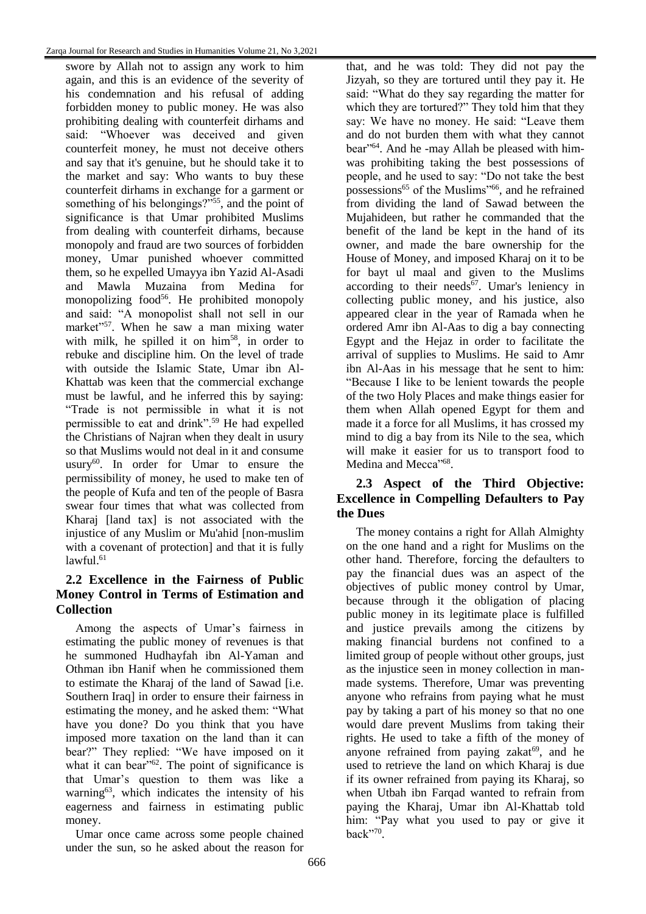swore by Allah not to assign any work to him again, and this is an evidence of the severity of his condemnation and his refusal of adding forbidden money to public money. He was also prohibiting dealing with counterfeit dirhams and said: "Whoever was deceived and given counterfeit money, he must not deceive others and say that it's genuine, but he should take it to the market and say: Who wants to buy these counterfeit dirhams in exchange for a garment or something of his belongings?"[55], and the point of significance is that Umar prohibited Muslims from dealing with counterfeit dirhams, because monopoly and fraud are two sources of forbidden money, Umar punished whoever committed them, so he expelled Umayya ibn Yazid Al-Asadi and Mawla Muzaina from Medina for monopolizing food[56]. He prohibited monopoly and said: "A monopolist shall not sell in our market"[57]. When he saw a man mixing water with milk, he spilled it on him[58], in order to rebuke and discipline him. On the level of trade with outside the Islamic State, Umar ibn Al-Khattab was keen that the commercial exchange must be lawful, and he inferred this by saying: "Trade is not permissible in what it is not permissible to eat and drink".[59] He had expelled the Christians of Najran when they dealt in usury so that Muslims would not deal in it and consume usury[60]. In order for Umar to ensure the permissibility of money, he used to make ten of the people of Kufa and ten of the people of Basra swear four times that what was collected from Kharaj [land tax] is not associated with the injustice of any Muslim or Mu'ahid [non-muslim with a covenant of protection] and that it is fully lawful.[61]

## 2.2 Excellence in the Fairness of Public Money Control in Terms of Estimation and Collection

Among the aspects of Umar's fairness in estimating the public money of revenues is that he summoned Hudhayfah ibn Al-Yaman and Othman ibn Hanif when he commissioned them to estimate the Kharaj of the land of Sawad [i.e. Southern Iraq] in order to ensure their fairness in estimating the money, and he asked them: "What have you done? Do you think that you have imposed more taxation on the land than it can bear?" They replied: "We have imposed on it what it can bear"[62]. The point of significance is that Umar's question to them was like a warning[63], which indicates the intensity of his eagerness and fairness in estimating public money.

Umar once came across some people chained under the sun, so he asked about the reason for that, and he was told: They did not pay the Jizyah, so they are tortured until they pay it. He said: "What do they say regarding the matter for which they are tortured?" They told him that they say: We have no money. He said: "Leave them and do not burden them with what they cannot bear"[64]. And he -may Allah be pleased with him- was prohibiting taking the best possessions of people, and he used to say: "Do not take the best possessions[65] of the Muslims"[66], and he refrained from dividing the land of Sawad between the Mujahideen, but rather he commanded that the benefit of the land be kept in the hand of its owner, and made the bare ownership for the House of Money, and imposed Kharaj on it to be for bayt ul maal and given to the Muslims according to their needs[67]. Umar's leniency in collecting public money, and his justice, also appeared clear in the year of Ramada when he ordered Amr ibn Al-Aas to dig a bay connecting Egypt and the Hejaz in order to facilitate the arrival of supplies to Muslims. He said to Amr ibn Al-Aas in his message that he sent to him: "Because I like to be lenient towards the people of the two Holy Places and make things easier for them when Allah opened Egypt for them and made it a force for all Muslims, it has crossed my mind to dig a bay from its Nile to the sea, which will make it easier for us to transport food to Medina and Mecca"[68].

## 2.3 Aspect of the Third Objective: Excellence in Compelling Defaulters to Pay the Dues

The money contains a right for Allah Almighty on the one hand and a right for Muslims on the other hand. Therefore, forcing the defaulters to pay the financial dues was an aspect of the objectives of public money control by Umar, because through it the obligation of placing public money in its legitimate place is fulfilled and justice prevails among the citizens by making financial burdens not confined to a limited group of people without other groups, just as the injustice seen in money collection in man-made systems. Therefore, Umar was preventing anyone who refrains from paying what he must pay by taking a part of his money so that no one would dare prevent Muslims from taking their rights. He used to take a fifth of the money of anyone refrained from paying zakat[69], and he used to retrieve the land on which Kharaj is due if its owner refrained from paying its Kharaj, so when Utbah ibn Farqad wanted to refrain from paying the Kharaj, Umar ibn Al-Khattab told him: "Pay what you used to pay or give it back"[70].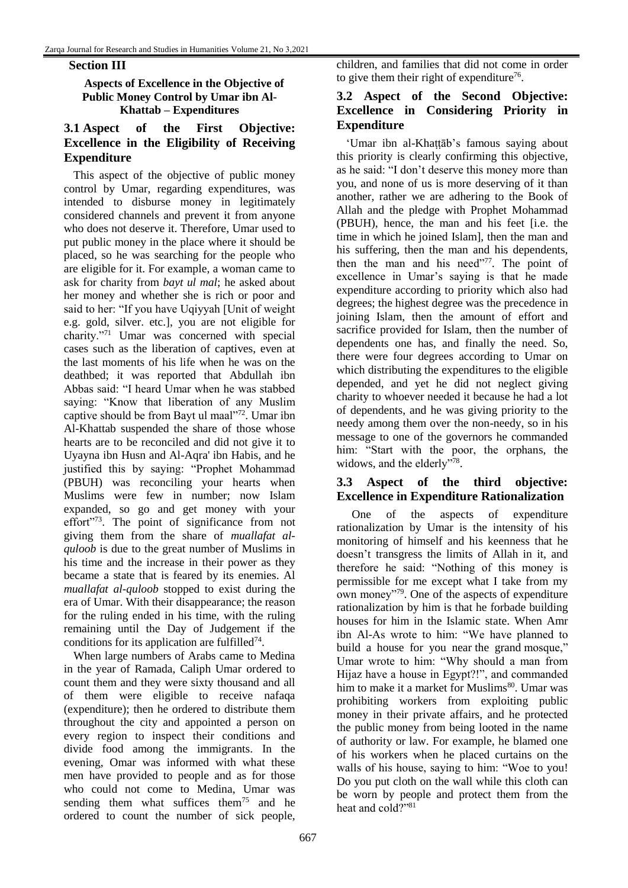## Section III

### Aspects of Excellence in the Objective of Public Money Control by Umar ibn Al-Khattab – Expenditures

### 3.1 Aspect of the First Objective: Excellence in the Eligibility of Receiving Expenditure

This aspect of the objective of public money control by Umar, regarding expenditures, was intended to disburse money in legitimately considered channels and prevent it from anyone who does not deserve it. Therefore, Umar used to put public money in the place where it should be placed, so he was searching for the people who are eligible for it. For example, a woman came to ask for charity from *bayt ul mal*; he asked about her money and whether she is rich or poor and said to her: "If you have Uqiyyah [Unit of weight e.g. gold, silver. etc.], you are not eligible for charity."[71] Umar was concerned with special cases such as the liberation of captives, even at the last moments of his life when he was on the deathbed; it was reported that Abdullah ibn Abbas said: "I heard Umar when he was stabbed saying: "Know that liberation of any Muslim captive should be from Bayt ul maal"[72]. Umar ibn Al-Khattab suspended the share of those whose hearts are to be reconciled and did not give it to Uyayna ibn Husn and Al-Aqra' ibn Habis, and he justified this by saying: "Prophet Mohammad (PBUH) was reconciling your hearts when Muslims were few in number; now Islam expanded, so go and get money with your effort"[73]. The point of significance from not giving them from the share of *muallafat al-quloob* is due to the great number of Muslims in his time and the increase in their power as they became a state that is feared by its enemies. Al *muallafat al-quloob* stopped to exist during the era of Umar. With their disappearance; the reason for the ruling ended in his time, with the ruling remaining until the Day of Judgement if the conditions for its application are fulfilled[74].

When large numbers of Arabs came to Medina in the year of Ramada, Caliph Umar ordered to count them and they were sixty thousand and all of them were eligible to receive nafaqa (expenditure); then he ordered to distribute them throughout the city and appointed a person on every region to inspect their conditions and divide food among the immigrants. In the evening, Omar was informed with what these men have provided to people and as for those who could not come to Medina, Umar was sending them what suffices them[75] and he ordered to count the number of sick people, children, and families that did not come in order to give them their right of expenditure[76].

### 3.2 Aspect of the Second Objective: Excellence in Considering Priority in Expenditure

'Umar ibn al-Khaṭṭāb's famous saying about this priority is clearly confirming this objective, as he said: "I don't deserve this money more than you, and none of us is more deserving of it than another, rather we are adhering to the Book of Allah and the pledge with Prophet Mohammad (PBUH), hence, the man and his feet [i.e. the time in which he joined Islam], then the man and his suffering, then the man and his dependents, then the man and his need"[77]. The point of excellence in Umar's saying is that he made expenditure according to priority which also had degrees; the highest degree was the precedence in joining Islam, then the amount of effort and sacrifice provided for Islam, then the number of dependents one has, and finally the need. So, there were four degrees according to Umar on which distributing the expenditures to the eligible depended, and yet he did not neglect giving charity to whoever needed it because he had a lot of dependents, and he was giving priority to the needy among them over the non-needy, so in his message to one of the governors he commanded him: "Start with the poor, the orphans, the widows, and the elderly"[78].

### 3.3 Aspect of the third objective: Excellence in Expenditure Rationalization

One of the aspects of expenditure rationalization by Umar is the intensity of his monitoring of himself and his keenness that he doesn't transgress the limits of Allah in it, and therefore he said: "Nothing of this money is permissible for me except what I take from my own money"[79]. One of the aspects of expenditure rationalization by him is that he forbade building houses for him in the Islamic state. When Amr ibn Al-As wrote to him: "We have planned to build a house for you near the grand mosque," Umar wrote to him: "Why should a man from Hijaz have a house in Egypt?!", and commanded him to make it a market for Muslims[80]. Umar was prohibiting workers from exploiting public money in their private affairs, and he protected the public money from being looted in the name of authority or law. For example, he blamed one of his workers when he placed curtains on the walls of his house, saying to him: "Woe to you! Do you put cloth on the wall while this cloth can be worn by people and protect them from the heat and cold?"[81]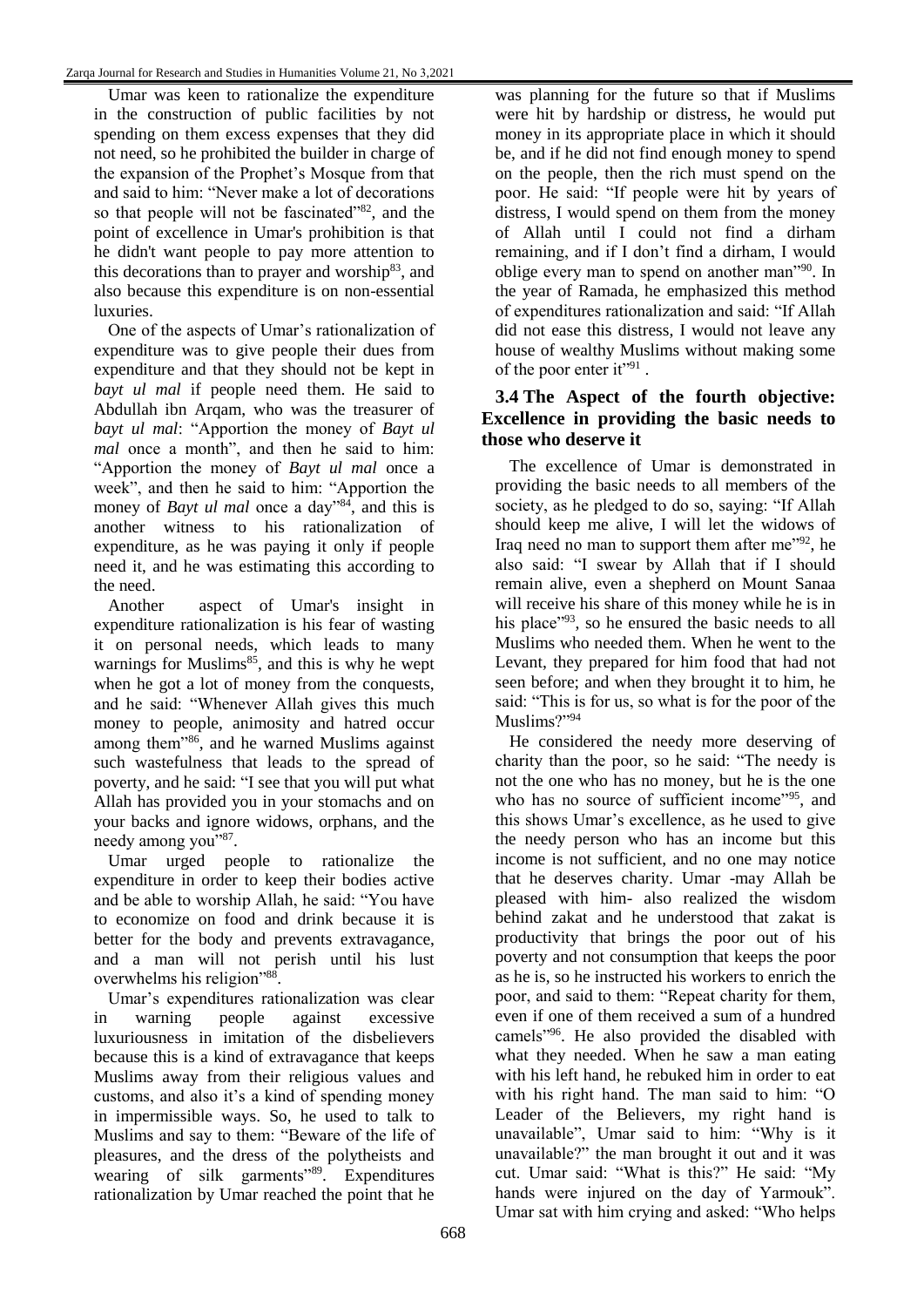Umar was keen to rationalize the expenditure in the construction of public facilities by not spending on them excess expenses that they did not need, so he prohibited the builder in charge of the expansion of the Prophet's Mosque from that and said to him: "Never make a lot of decorations so that people will not be fascinated"[82], and the point of excellence in Umar's prohibition is that he didn't want people to pay more attention to this decorations than to prayer and worship[83], and also because this expenditure is on non-essential luxuries.

One of the aspects of Umar's rationalization of expenditure was to give people their dues from expenditure and that they should not be kept in *bayt ul mal* if people need them. He said to Abdullah ibn Arqam, who was the treasurer of *bayt ul mal*: "Apportion the money of *Bayt ul mal* once a month", and then he said to him: "Apportion the money of *Bayt ul mal* once a week", and then he said to him: "Apportion the money of *Bayt ul mal* once a day"[84], and this is another witness to his rationalization of expenditure, as he was paying it only if people need it, and he was estimating this according to the need.

Another aspect of Umar's insight in expenditure rationalization is his fear of wasting it on personal needs, which leads to many warnings for Muslims[85], and this is why he wept when he got a lot of money from the conquests, and he said: "Whenever Allah gives this much money to people, animosity and hatred occur among them"[86], and he warned Muslims against such wastefulness that leads to the spread of poverty, and he said: "I see that you will put what Allah has provided you in your stomachs and on your backs and ignore widows, orphans, and the needy among you"[87].

Umar urged people to rationalize the expenditure in order to keep their bodies active and be able to worship Allah, he said: "You have to economize on food and drink because it is better for the body and prevents extravagance, and a man will not perish until his lust overwhelms his religion"[88].

Umar's expenditures rationalization was clear in warning people against excessive luxuriousness in imitation of the disbelievers because this is a kind of extravagance that keeps Muslims away from their religious values and customs, and also it's a kind of spending money in impermissible ways. So, he used to talk to Muslims and say to them: "Beware of the life of pleasures, and the dress of the polytheists and wearing of silk garments"[89]. Expenditures rationalization by Umar reached the point that he was planning for the future so that if Muslims were hit by hardship or distress, he would put money in its appropriate place in which it should be, and if he did not find enough money to spend on the people, then the rich must spend on the poor. He said: "If people were hit by years of distress, I would spend on them from the money of Allah until I could not find a dirham remaining, and if I don't find a dirham, I would oblige every man to spend on another man"[90]. In the year of Ramada, he emphasized this method of expenditures rationalization and said: "If Allah did not ease this distress, I would not leave any house of wealthy Muslims without making some of the poor enter it"[91].

### 3.4 The Aspect of the fourth objective: Excellence in providing the basic needs to those who deserve it

The excellence of Umar is demonstrated in providing the basic needs to all members of the society, as he pledged to do so, saying: "If Allah should keep me alive, I will let the widows of Iraq need no man to support them after me"[92], he also said: "I swear by Allah that if I should remain alive, even a shepherd on Mount Sanaa will receive his share of this money while he is in his place"[93], so he ensured the basic needs to all Muslims who needed them. When he went to the Levant, they prepared for him food that had not seen before; and when they brought it to him, he said: "This is for us, so what is for the poor of the Muslims?"[94]

He considered the needy more deserving of charity than the poor, so he said: "The needy is not the one who has no money, but he is the one who has no source of sufficient income"[95], and this shows Umar's excellence, as he used to give the needy person who has an income but this income is not sufficient, and no one may notice that he deserves charity. Umar -may Allah be pleased with him- also realized the wisdom behind zakat and he understood that zakat is productivity that brings the poor out of his poverty and not consumption that keeps the poor as he is, so he instructed his workers to enrich the poor, and said to them: "Repeat charity for them, even if one of them received a sum of a hundred camels"[96]. He also provided the disabled with what they needed. When he saw a man eating with his left hand, he rebuked him in order to eat with his right hand. The man said to him: "O Leader of the Believers, my right hand is unavailable", Umar said to him: "Why is it unavailable?" the man brought it out and it was cut. Umar said: "What is this?" He said: "My hands were injured on the day of Yarmouk". Umar sat with him crying and asked: "Who helps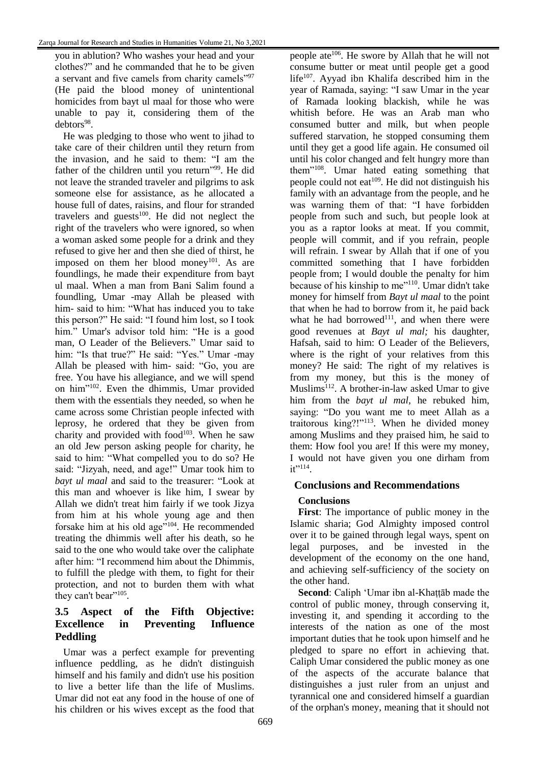you in ablution? Who washes your head and your clothes?" and he commanded that he to be given a servant and five camels from charity camels"[97] (He paid the blood money of unintentional homicides from bayt ul maal for those who were unable to pay it, considering them of the debtors[98].

He was pledging to those who went to jihad to take care of their children until they return from the invasion, and he said to them: "I am the father of the children until you return"[99]. He did not leave the stranded traveler and pilgrims to ask someone else for assistance, as he allocated a house full of dates, raisins, and flour for stranded travelers and guests[100]. He did not neglect the right of the travelers who were ignored, so when a woman asked some people for a drink and they refused to give her and then she died of thirst, he imposed on them her blood money[101]. As are foundlings, he made their expenditure from bayt ul maal. When a man from Bani Salim found a foundling, Umar -may Allah be pleased with him- said to him: "What has induced you to take this person?" He said: "I found him lost, so I took him." Umar's advisor told him: "He is a good man, O Leader of the Believers." Umar said to him: "Is that true?" He said: "Yes." Umar -may Allah be pleased with him- said: "Go, you are free. You have his allegiance, and we will spend on him"[102]. Even the dhimmis, Umar provided them with the essentials they needed, so when he came across some Christian people infected with leprosy, he ordered that they be given from charity and provided with food[103]. When he saw an old Jew person asking people for charity, he said to him: "What compelled you to do so? He said: "Jizyah, need, and age!" Umar took him to *bayt ul maal* and said to the treasurer: "Look at this man and whoever is like him, I swear by Allah we didn't treat him fairly if we took Jizya from him at his whole young age and then forsake him at his old age"[104]. He recommended treating the dhimmis well after his death, so he said to the one who would take over the caliphate after him: "I recommend him about the Dhimmis, to fulfill the pledge with them, to fight for their protection, and not to burden them with what they can't bear"[105].

## 3.5 Aspect of the Fifth Objective: Excellence in Preventing Influence Peddling

Umar was a perfect example for preventing influence peddling, as he didn't distinguish himself and his family and didn't use his position to live a better life than the life of Muslims. Umar did not eat any food in the house of one of his children or his wives except as the food that people ate[106]. He swore by Allah that he will not consume butter or meat until people get a good life[107]. Ayyad ibn Khalifa described him in the year of Ramada, saying: "I saw Umar in the year of Ramada looking blackish, while he was whitish before. He was an Arab man who consumed butter and milk, but when people suffered starvation, he stopped consuming them until they get a good life again. He consumed oil until his color changed and felt hungry more than them"[108]. Umar hated eating something that people could not eat[109]. He did not distinguish his family with an advantage from the people, and he was warning them of that: "I have forbidden people from such and such, but people look at you as a raptor looks at meat. If you commit, people will commit, and if you refrain, people will refrain. I swear by Allah that if one of you committed something that I have forbidden people from; I would double the penalty for him because of his kinship to me"[110]. Umar didn't take money for himself from *Bayt ul maal* to the point that when he had to borrow from it, he paid back what he had borrowed[111], and when there were good revenues at *Bayt ul mal;* his daughter, Hafsah, said to him: O Leader of the Believers, where is the right of your relatives from this money? He said: The right of my relatives is from my money, but this is the money of Muslims[112]. A brother-in-law asked Umar to give him from the *bayt ul mal,* he rebuked him, saying: "Do you want me to meet Allah as a traitorous king?!"[113]. When he divided money among Muslims and they praised him, he said to them: How fool you are! If this were my money, I would not have given you one dirham from it"[114].

## Conclusions and Recommendations

### Conclusions

**First**: The importance of public money in the Islamic sharia; God Almighty imposed control over it to be gained through legal ways, spent on legal purposes, and be invested in the development of the economy on the one hand, and achieving self-sufficiency of the society on the other hand.

**Second**: Caliph ʻUmar ibn al-Khaṭṭāb made the control of public money, through conserving it, investing it, and spending it according to the interests of the nation as one of the most important duties that he took upon himself and he pledged to spare no effort in achieving that. Caliph Umar considered the public money as one of the aspects of the accurate balance that distinguishes a just ruler from an unjust and tyrannical one and considered himself a guardian of the orphan's money, meaning that it should not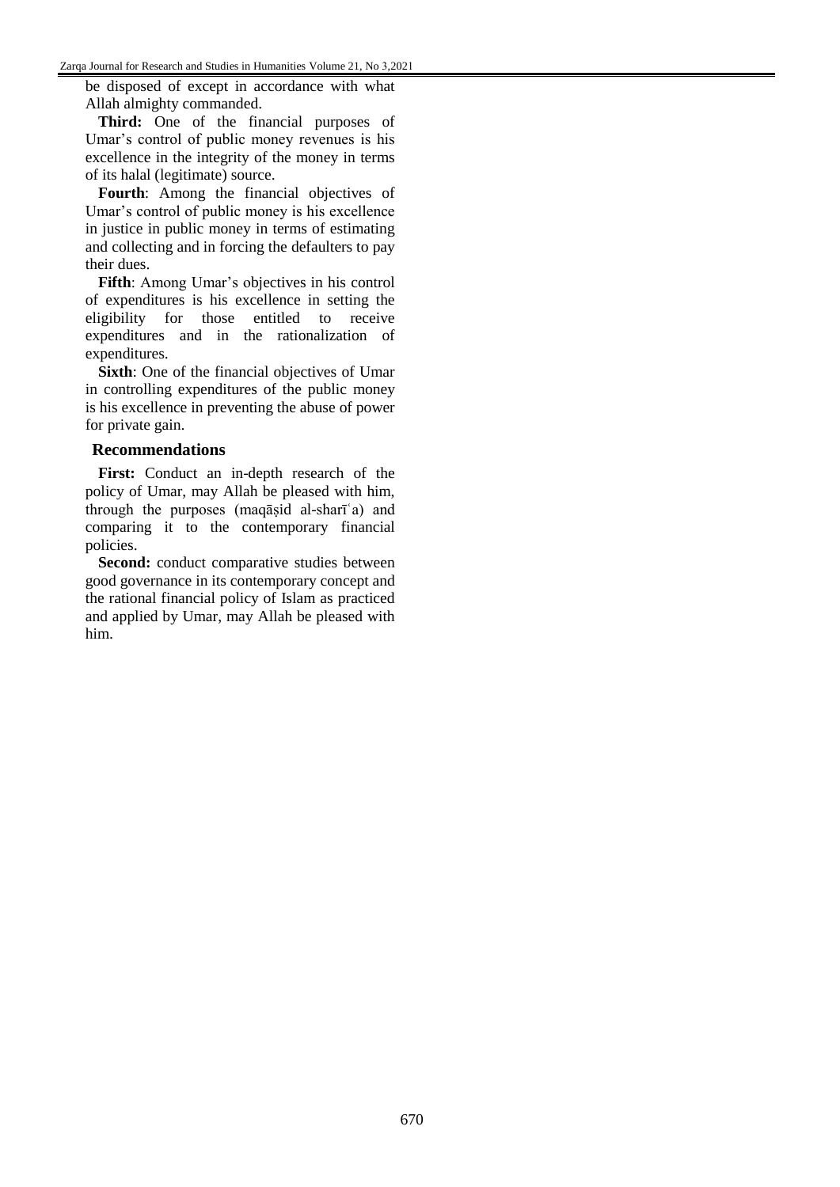be disposed of except in accordance with what Allah almighty commanded.

**Third:** One of the financial purposes of Umar's control of public money revenues is his excellence in the integrity of the money in terms of its halal (legitimate) source.

**Fourth**: Among the financial objectives of Umar's control of public money is his excellence in justice in public money in terms of estimating and collecting and in forcing the defaulters to pay their dues.

**Fifth**: Among Umar's objectives in his control of expenditures is his excellence in setting the eligibility for those entitled to receive expenditures and in the rationalization of expenditures.

**Sixth**: One of the financial objectives of Umar in controlling expenditures of the public money is his excellence in preventing the abuse of power for private gain.

## Recommendations

**First:** Conduct an in-depth research of the policy of Umar, may Allah be pleased with him, through the purposes (maqāṣid al-sharīʿa) and comparing it to the contemporary financial policies.

**Second:** conduct comparative studies between good governance in its contemporary concept and the rational financial policy of Islam as practiced and applied by Umar, may Allah be pleased with him.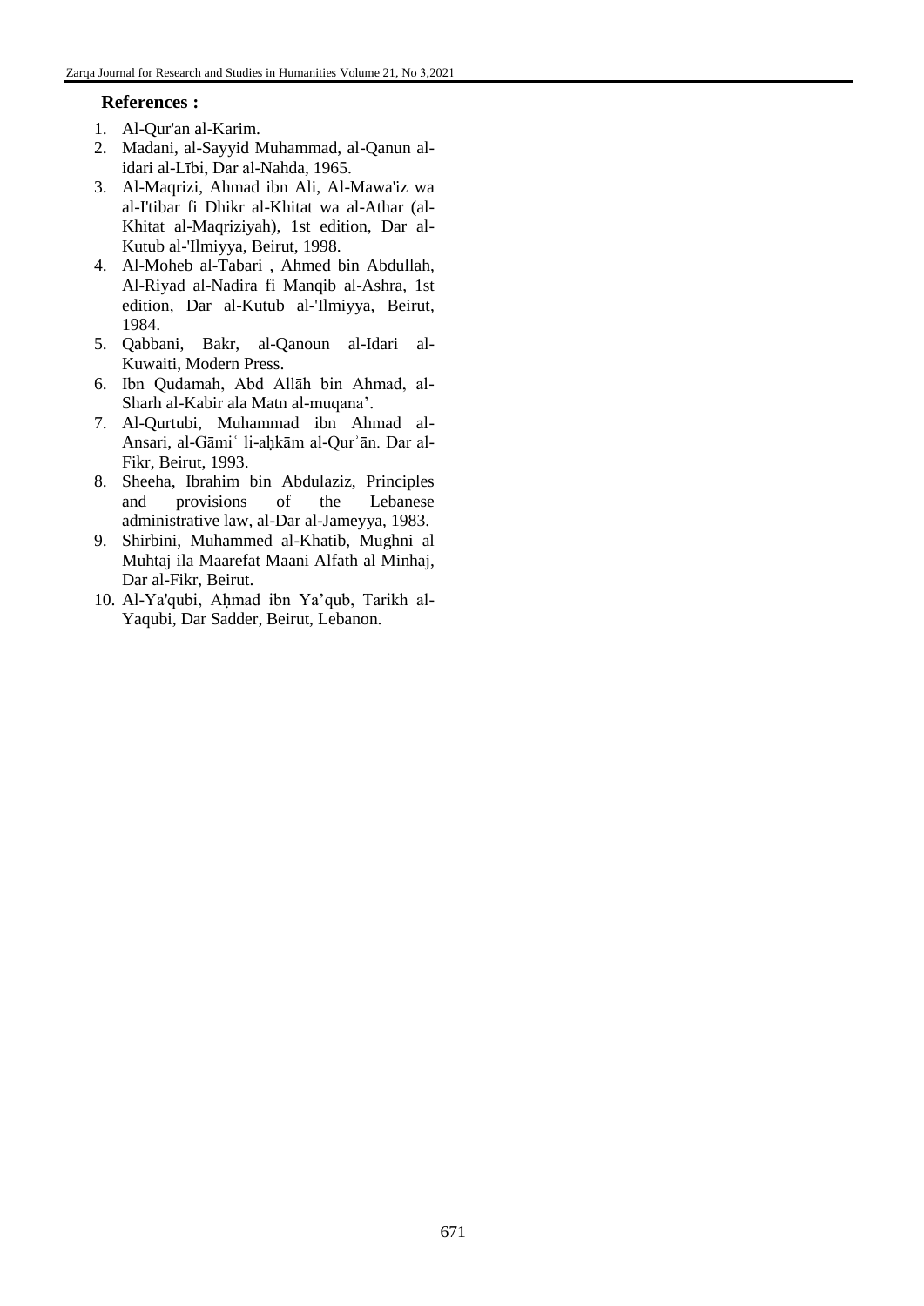**References :**

1. Al-Qur'an al-Karim.
2. Madani, al-Sayyid Muhammad, al-Qanun al-idari al-Lībi, Dar al-Nahda, 1965.
3. Al-Maqrizi, Ahmad ibn Ali, Al-Mawa'iz wa al-I'tibar fi Dhikr al-Khitat wa al-Athar (al-Khitat al-Maqriziyah), 1st edition, Dar al-Kutub al-'Ilmiyya, Beirut, 1998.
4. Al-Moheb al-Tabari , Ahmed bin Abdullah, Al-Riyad al-Nadira fi Manqib al-Ashra, 1st edition, Dar al-Kutub al-'Ilmiyya, Beirut, 1984.
5. Qabbani, Bakr, al-Qanoun al-Idari al-Kuwaiti, Modern Press.
6. Ibn Qudamah, Abd Allāh bin Ahmad, al-Sharh al-Kabir ala Matn al-muqana'.
7. Al-Qurtubi, Muhammad ibn Ahmad al-Ansari, al-Gāmiʿ li-aḥkām al-Qurʾān. Dar al-Fikr, Beirut, 1993.
8. Sheeha, Ibrahim bin Abdulaziz, Principles and provisions of the Lebanese administrative law, al-Dar al-Jameyya, 1983.
9. Shirbini, Muhammed al-Khatib, Mughni al Muhtaj ila Maarefat Maani Alfath al Minhaj, Dar al-Fikr, Beirut.
10. Al-Ya'qubi, Aḥmad ibn Ya'qub, Tarikh al-Yaqubi, Dar Sadder, Beirut, Lebanon.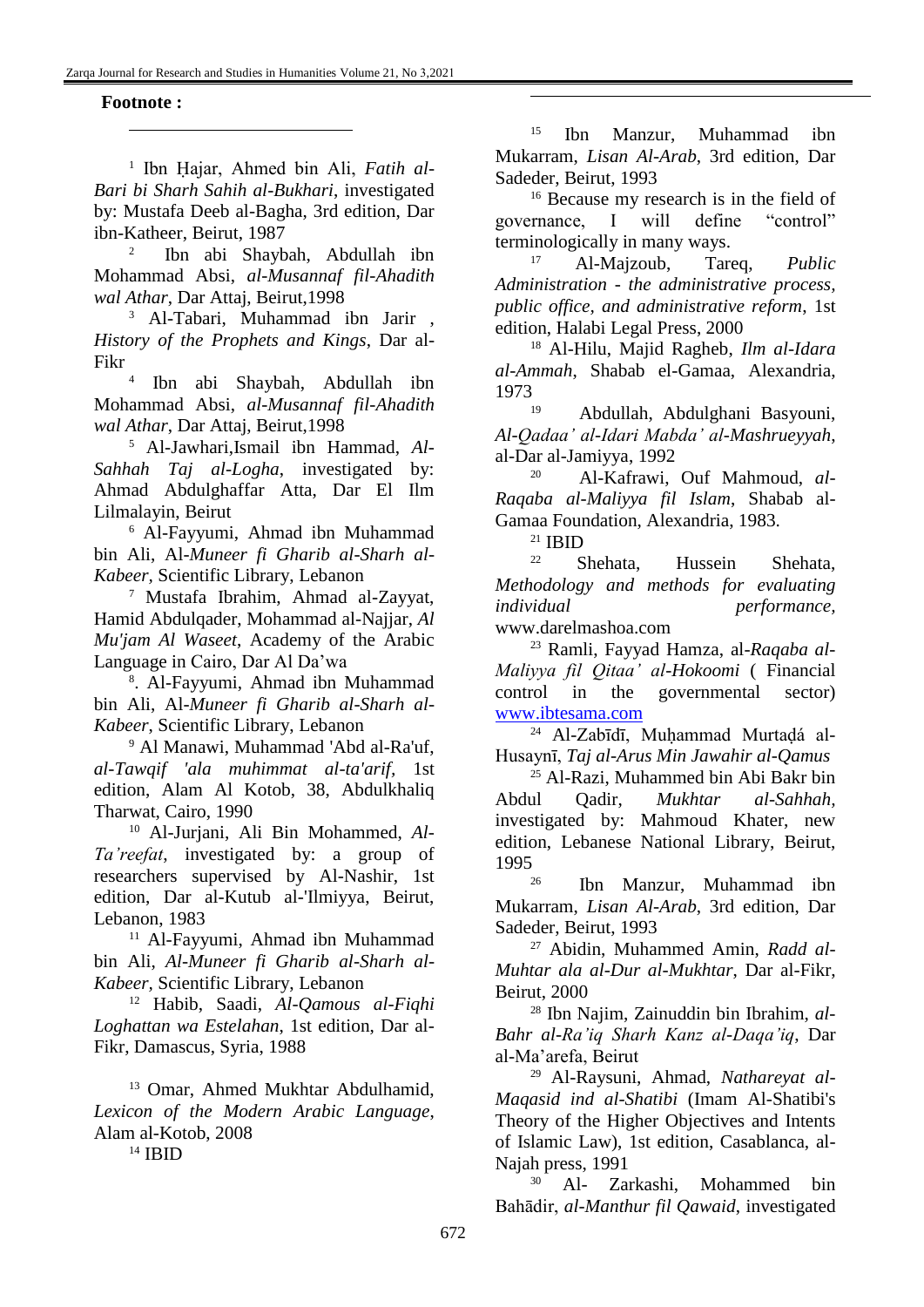**Footnote :**

[1] Ibn Ḥajar, Ahmed bin Ali, *Fatih al-Bari bi Sharh Sahih al-Bukhari*, investigated by: Mustafa Deeb al-Bagha, 3rd edition, Dar ibn-Katheer, Beirut, 1987

[2] Ibn abi Shaybah, Abdullah ibn Mohammad Absi, *al-Musannaf fil-Ahadith wal Athar*, Dar Attaj, Beirut,1998

[3] Al-Tabari, Muhammad ibn Jarir , *History of the Prophets and Kings*, Dar al-Fikr

[4] Ibn abi Shaybah, Abdullah ibn Mohammad Absi, *al-Musannaf fil-Ahadith wal Athar*, Dar Attaj, Beirut,1998

[5] Al-Jawhari,Ismail ibn Hammad, *Al-Sahhah Taj al-Logha*, investigated by: Ahmad Abdulghaffar Atta, Dar El Ilm Lilmalayin, Beirut

[6] Al-Fayyumi, Ahmad ibn Muhammad bin Ali, Al-*Muneer fi Gharib al-Sharh al-Kabeer*, Scientific Library, Lebanon

[7] Mustafa Ibrahim, Ahmad al-Zayyat, Hamid Abdulqader, Mohammad al-Najjar, *Al Mu'jam Al Waseet*, Academy of the Arabic Language in Cairo, Dar Al Da'wa

[8]. Al-Fayyumi, Ahmad ibn Muhammad bin Ali, Al-*Muneer fi Gharib al-Sharh al-Kabeer*, Scientific Library, Lebanon

[9] Al Manawi, Muhammad 'Abd al-Ra'uf, *al-Tawqif 'ala muhimmat al-ta'arif*, 1st edition, Alam Al Kotob, 38, Abdulkhaliq Tharwat, Cairo, 1990

[10] Al-Jurjani, Ali Bin Mohammed, *Al-Ta'reefat*, investigated by: a group of researchers supervised by Al-Nashir, 1st edition, Dar al-Kutub al-'Ilmiyya, Beirut, Lebanon, 1983

[11] Al-Fayyumi, Ahmad ibn Muhammad bin Ali, *Al-Muneer fi Gharib al-Sharh al-Kabeer*, Scientific Library, Lebanon

[12] Habib, Saadi, *Al-Qamous al-Fiqhi Loghattan wa Estelahan*, 1st edition, Dar al-Fikr, Damascus, Syria, 1988

[13] Omar, Ahmed Mukhtar Abdulhamid, *Lexicon of the Modern Arabic Language*, Alam al-Kotob, 2008

[14] IBID

[15] Ibn Manzur, Muhammad ibn Mukarram, *Lisan Al-Arab*, 3rd edition, Dar Sadeder, Beirut, 1993

[16] Because my research is in the field of governance, I will define "control" terminologically in many ways.

[17] Al-Majzoub, Tareq, *Public Administration - the administrative process, public office, and administrative reform*, 1st edition, Halabi Legal Press, 2000

[18] Al-Hilu, Majid Ragheb, *Ilm al-Idara al-Ammah*, Shabab el-Gamaa, Alexandria, 1973

[19] Abdullah, Abdulghani Basyouni, *Al-Qadaa' al-Idari Mabda' al-Mashrueyyah*, al-Dar al-Jamiyya, 1992

[20] Al-Kafrawi, Ouf Mahmoud, *al-Raqaba al-Maliyya fil Islam*, Shabab al-Gamaa Foundation, Alexandria, 1983.

[21] IBID

[22] Shehata, Hussein Shehata, *Methodology and methods for evaluating individual performance*, www.darelmashoa.com

[23] Ramli, Fayyad Hamza, al-*Raqaba al-Maliyya fil Qitaa' al-Hokoomi* ( Financial control in the governmental sector) www.ibtesama.com

[24] Al-Zabīdī, Muḥammad Murtaḍá al-Husaynī, *Taj al-Arus Min Jawahir al-Qamus*

[25] Al-Razi, Muhammed bin Abi Bakr bin Abdul Qadir, *Mukhtar al-Sahhah*, investigated by: Mahmoud Khater, new edition, Lebanese National Library, Beirut, 1995

[26] Ibn Manzur, Muhammad ibn Mukarram, *Lisan Al-Arab*, 3rd edition, Dar Sadeder, Beirut, 1993

[27] Abidin, Muhammed Amin, *Radd al-Muhtar ala al-Dur al-Mukhtar*, Dar al-Fikr, Beirut, 2000

[28] Ibn Najim, Zainuddin bin Ibrahim, *al-Bahr al-Ra'iq Sharh Kanz al-Daqa'iq*, Dar al-Ma'arefa, Beirut

[29] Al-Raysuni, Ahmad, *Nathareyat al-Maqasid ind al-Shatibi* (Imam Al-Shatibi's Theory of the Higher Objectives and Intents of Islamic Law), 1st edition, Casablanca, al-Najah press, 1991

[30] Al- Zarkashi, Mohammed bin Bahādir, *al-Manthur fil Qawaid*, investigated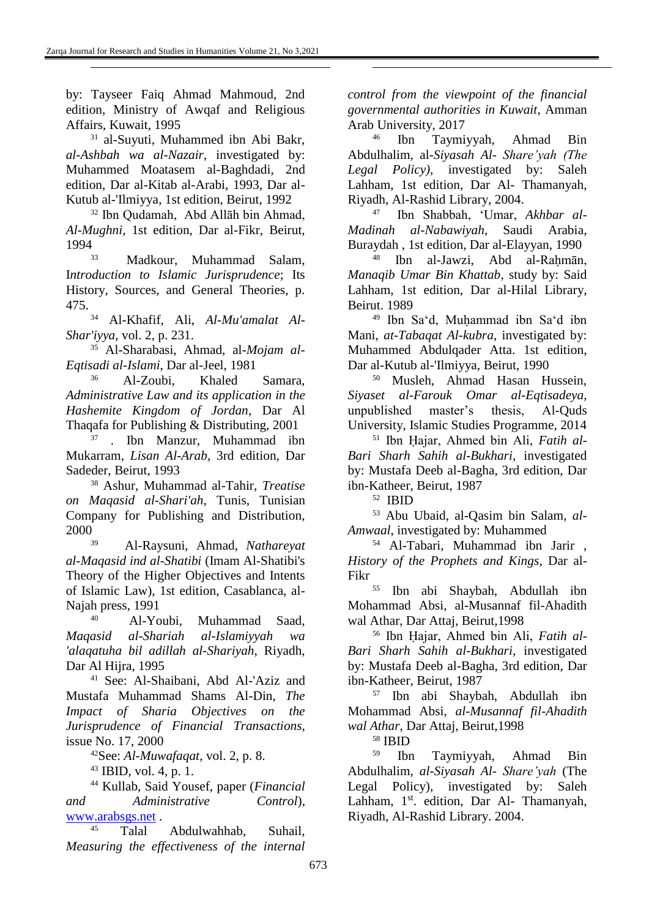by: Tayseer Faiq Ahmad Mahmoud, 2nd edition, Ministry of Awqaf and Religious Affairs, Kuwait, 1995

[31] al-Suyuti, Muhammed ibn Abi Bakr, *al-Ashbah wa al-Nazair*, investigated by: Muhammed Moatasem al-Baghdadi, 2nd edition, Dar al-Kitab al-Arabi, 1993, Dar al-Kutub al-'Ilmiyya, 1st edition, Beirut, 1992

[32] Ibn Qudamah, Abd Allāh bin Ahmad, *Al-Mughni*, 1st edition, Dar al-Fikr, Beirut, 1994

[33] Madkour, Muhammad Salam, I*ntroduction to Islamic Jurisprudence*; Its History, Sources, and General Theories, p. 475.

[34] Al-Khafif, Ali, *Al-Mu'amalat Al-Shar'iyya*, vol. 2, p. 231.

[35] Al-Sharabasi, Ahmad, al-*Mojam al-Eqtisadi al-Islami*, Dar al-Jeel, 1981

[36] Al-Zoubi, Khaled Samara, *Administrative Law and its application in the Hashemite Kingdom of Jordan*, Dar Al Thaqafa for Publishing & Distributing, 2001

[37] . Ibn Manzur, Muhammad ibn Mukarram, *Lisan Al-Arab*, 3rd edition, Dar Sadeder, Beirut, 1993

[38] Ashur, Muhammad al-Tahir, *Treatise on Maqasid al-Shari'ah*, Tunis, Tunisian Company for Publishing and Distribution, 2000

[39] Al-Raysuni, Ahmad, *Nathareyat al-Maqasid ind al-Shatibi* (Imam Al-Shatibi's Theory of the Higher Objectives and Intents of Islamic Law), 1st edition, Casablanca, al-Najah press, 1991

[40] Al-Youbi, Muhammad Saad, *Maqasid al-Shariah al-Islamiyyah wa 'alaqatuha bil adillah al-Shariyah*, Riyadh, Dar Al Hijra, 1995

[41] See: Al-Shaibani, Abd Al-'Aziz and Mustafa Muhammad Shams Al-Din, *The Impact of Sharia Objectives on the Jurisprudence of Financial Transactions*, issue No. 17, 2000

[42]See: *Al-Muwafaqat*, vol. 2, p. 8.

[43] IBID, vol. 4, p. 1.

[44] Kullab, Said Yousef, paper (*Financial and Administrative Control*), www.arabsgs.net .

[45] Talal Abdulwahhab, Suhail, *Measuring the effectiveness of the internal control from the viewpoint of the financial governmental authorities in Kuwait*, Amman Arab University, 2017

[46] Ibn Taymiyyah, Ahmad Bin Abdulhalim, al-*Siyasah Al- Share'yah (The Legal Policy)*, investigated by: Saleh Lahham, 1st edition, Dar Al- Thamanyah, Riyadh, Al-Rashid Library, 2004.

[47] Ibn Shabbah, 'Umar, *Akhbar al-Madinah al-Nabawiyah*, Saudi Arabia, Buraydah , 1st edition, Dar al-Elayyan, 1990

[48] Ibn al-Jawzi, Abd al-Raḥmān, *Manaqib Umar Bin Khattab*, study by: Said Lahham, 1st edition, Dar al-Hilal Library, Beirut. 1989

[49] Ibn Sa'd, Muḥammad ibn Sa'd ibn Mani, *at-Tabaqat Al-kubra*, investigated by: Muhammed Abdulqader Atta. 1st edition, Dar al-Kutub al-'Ilmiyya, Beirut, 1990

[50] Musleh, Ahmad Hasan Hussein, *Siyaset al-Farouk Omar al-Eqtisadeya*, unpublished master's thesis, Al-Quds University, Islamic Studies Programme, 2014

[51] Ibn Ḥajar, Ahmed bin Ali, *Fatih al-Bari Sharh Sahih al-Bukhari*, investigated by: Mustafa Deeb al-Bagha, 3rd edition, Dar ibn-Katheer, Beirut, 1987

[52] IBID

[53] Abu Ubaid, al-Qasim bin Salam, *al-Amwaal*, investigated by: Muhammed

[54] Al-Tabari, Muhammad ibn Jarir , *History of the Prophets and Kings*, Dar al-Fikr

[55] Ibn abi Shaybah, Abdullah ibn Mohammad Absi, al-Musannaf fil-Ahadith wal Athar, Dar Attaj, Beirut,1998

[56] Ibn Ḥajar, Ahmed bin Ali, *Fatih al-Bari Sharh Sahih al-Bukhari*, investigated by: Mustafa Deeb al-Bagha, 3rd edition, Dar ibn-Katheer, Beirut, 1987

[57] Ibn abi Shaybah, Abdullah ibn Mohammad Absi, *al-Musannaf fil-Ahadith wal Athar*, Dar Attaj, Beirut,1998

[58] IBID

[59] Ibn Taymiyyah, Ahmad Bin Abdulhalim, *al-Siyasah Al- Share'yah* (The Legal Policy), investigated by: Saleh Lahham, 1st. edition, Dar Al- Thamanyah, Riyadh, Al-Rashid Library. 2004.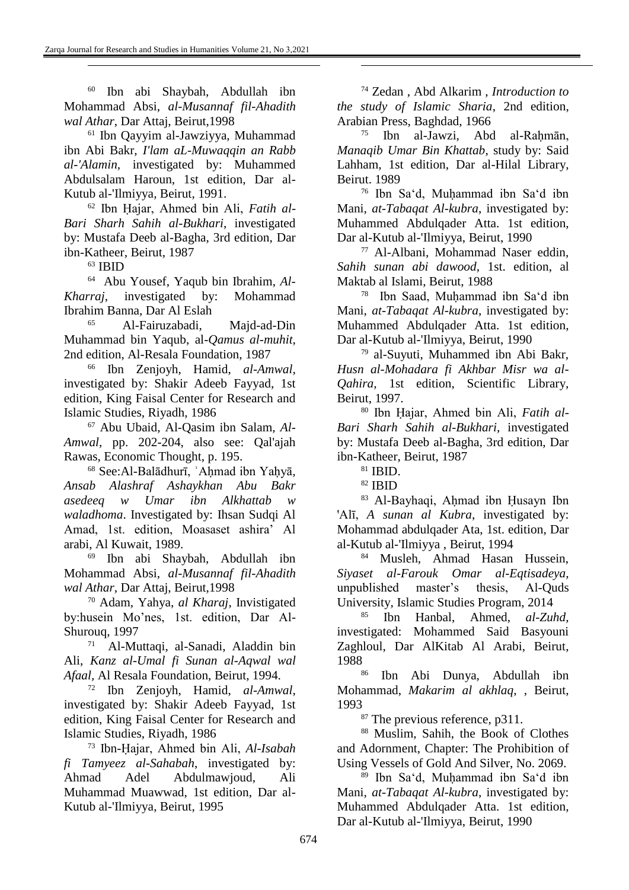[60] Ibn abi Shaybah, Abdullah ibn Mohammad Absi, *al-Musannaf fil-Ahadith wal Athar*, Dar Attaj, Beirut,1998

[61] Ibn Qayyim al-Jawziyya, Muhammad ibn Abi Bakr, *I'lam aL-Muwaqqin an Rabb al-'Alamin*, investigated by: Muhammed Abdulsalam Haroun, 1st edition, Dar al-Kutub al-'Ilmiyya, Beirut, 1991.

[62] Ibn Ḥajar, Ahmed bin Ali, *Fatih al-Bari Sharh Sahih al-Bukhari*, investigated by: Mustafa Deeb al-Bagha, 3rd edition, Dar ibn-Katheer, Beirut, 1987

[63] IBID

[64] Abu Yousef, Yaqub bin Ibrahim, *Al-Kharraj*, investigated by: Mohammad Ibrahim Banna, Dar Al Eslah

[65] Al-Fairuzabadi, Majd-ad-Din Muhammad bin Yaqub, al-*Qamus al-muhit*, 2nd edition, Al-Resala Foundation, 1987

[66] Ibn Zenjoyh, Hamid, *al-Amwal*, investigated by: Shakir Adeeb Fayyad, 1st edition, King Faisal Center for Research and Islamic Studies, Riyadh, 1986

[67] Abu Ubaid, Al-Qasim ibn Salam, *Al-Amwal*, pp. 202-204, also see: Qal'ajah Rawas, Economic Thought, p. 195.

[68] See:Al-Balādhurī, ʾAḥmad ibn Yaḥyā, *Ansab Alashraf Ashaykhan Abu Bakr asedeeq w Umar ibn Alkhattab w waladhoma*. Investigated by: Ihsan Sudqi Al Amad, 1st. edition, Moasaset ashira' Al arabi, Al Kuwait, 1989.

[69] Ibn abi Shaybah, Abdullah ibn Mohammad Absi, *al-Musannaf fil-Ahadith wal Athar*, Dar Attaj, Beirut,1998

[70] Adam, Yahya, *al Kharaj*, Invistigated by:husein Mo'nes, 1st. edition, Dar Al-Shurouq, 1997

[71] Al-Muttaqi, al-Sanadi, Aladdin bin Ali, *Kanz al-Umal fi Sunan al-Aqwal wal Afaal*, Al Resala Foundation, Beirut, 1994.

[72] Ibn Zenjoyh, Hamid, *al-Amwal*, investigated by: Shakir Adeeb Fayyad, 1st edition, King Faisal Center for Research and Islamic Studies, Riyadh, 1986

[73] Ibn-Ḥajar, Ahmed bin Ali, *Al-Isabah fi Tamyeez al-Sahabah*, investigated by: Ahmad Adel Abdulmawjoud, Ali Muhammad Muawwad, 1st edition, Dar al-Kutub al-'Ilmiyya, Beirut, 1995

[74] Zedan , Abd Alkarim , *Introduction to the study of Islamic Sharia*, 2nd edition, Arabian Press, Baghdad, 1966

[75] Ibn al-Jawzi, Abd al-Raḥmān, *Manaqib Umar Bin Khattab*, study by: Said Lahham, 1st edition, Dar al-Hilal Library, Beirut. 1989

[76] Ibn Sa'd, Muḥammad ibn Sa'd ibn Mani, *at-Tabaqat Al-kubra*, investigated by: Muhammed Abdulqader Atta. 1st edition, Dar al-Kutub al-'Ilmiyya, Beirut, 1990

[77] Al-Albani, Mohammad Naser eddin, *Sahih sunan abi dawood*, 1st. edition, al Maktab al Islami, Beirut, 1988

[78] Ibn Saad, Muḥammad ibn Sa'd ibn Mani, *at-Tabaqat Al-kubra*, investigated by: Muhammed Abdulqader Atta. 1st edition, Dar al-Kutub al-'Ilmiyya, Beirut, 1990

[79] al-Suyuti, Muhammed ibn Abi Bakr, *Husn al-Mohadara fi Akhbar Misr wa al-Qahira*, 1st edition, Scientific Library, Beirut, 1997.

[80] Ibn Ḥajar, Ahmed bin Ali, *Fatih al-Bari Sharh Sahih al-Bukhari*, investigated by: Mustafa Deeb al-Bagha, 3rd edition, Dar ibn-Katheer, Beirut, 1987

[81] IBID.

[82] IBID

[83] Al-Bayhaqi, Aḥmad ibn Ḥusayn Ibn 'Alī, *A sunan al Kubra*, investigated by: Mohammad abdulqader Ata, 1st. edition, Dar al-Kutub al-'Ilmiyya , Beirut, 1994

[84] Musleh, Ahmad Hasan Hussein, *Siyaset al-Farouk Omar al-Eqtisadeya*, unpublished master's thesis, Al-Quds University, Islamic Studies Program, 2014

[85] Ibn Hanbal, Ahmed, *al-Zuhd*, investigated: Mohammed Said Basyouni Zaghloul, Dar AlKitab Al Arabi, Beirut, 1988

[86] Ibn Abi Dunya, Abdullah ibn Mohammad, *Makarim al akhlaq*, , Beirut, 1993

[87] The previous reference, p311.

[88] Muslim, Sahih, the Book of Clothes and Adornment, Chapter: The Prohibition of Using Vessels of Gold And Silver, No. 2069.

[89] Ibn Sa'd, Muḥammad ibn Sa'd ibn Mani, *at-Tabaqat Al-kubra*, investigated by: Muhammed Abdulqader Atta. 1st edition, Dar al-Kutub al-'Ilmiyya, Beirut, 1990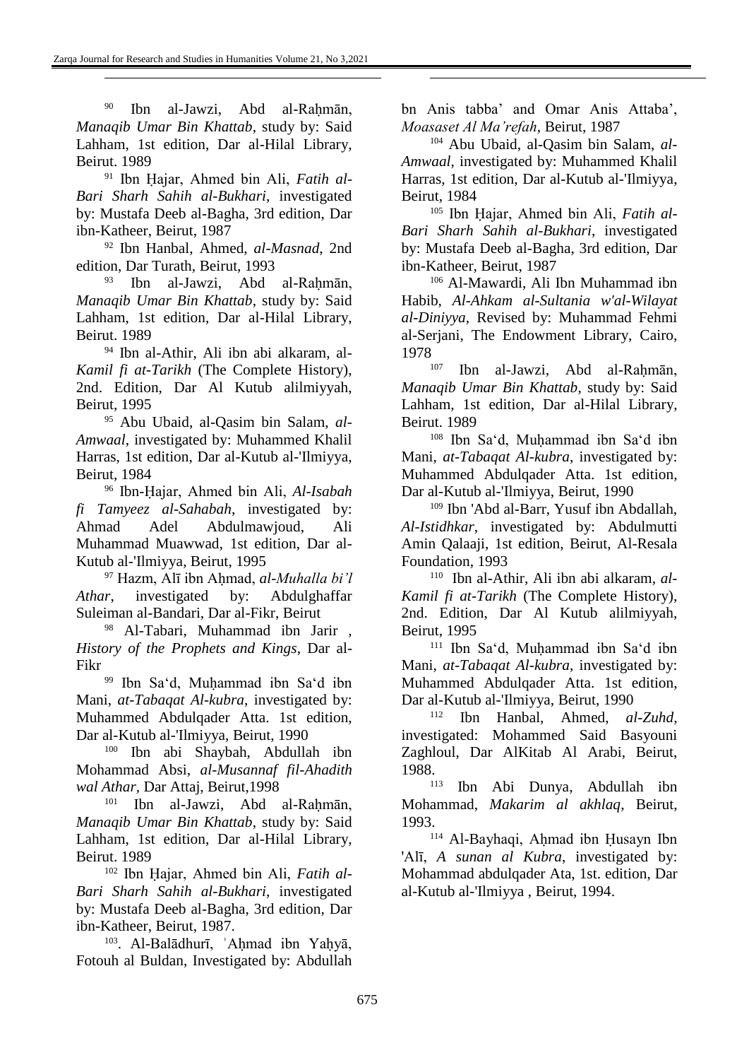[90] Ibn al-Jawzi, Abd al-Raḥmān, *Manaqib Umar Bin Khattab*, study by: Said Lahham, 1st edition, Dar al-Hilal Library, Beirut. 1989

[91] Ibn Ḥajar, Ahmed bin Ali, *Fatih al-Bari Sharh Sahih al-Bukhari*, investigated by: Mustafa Deeb al-Bagha, 3rd edition, Dar ibn-Katheer, Beirut, 1987

[92] Ibn Hanbal, Ahmed, *al-Masnad*, 2nd edition, Dar Turath, Beirut, 1993

[93] Ibn al-Jawzi, Abd al-Raḥmān, *Manaqib Umar Bin Khattab*, study by: Said Lahham, 1st edition, Dar al-Hilal Library, Beirut. 1989

[94] Ibn al-Athir, Ali ibn abi alkaram, al-*Kamil fi at-Tarikh* (The Complete History), 2nd. Edition, Dar Al Kutub alilmiyyah, Beirut, 1995

[95] Abu Ubaid, al-Qasim bin Salam, *al-Amwaal*, investigated by: Muhammed Khalil Harras, 1st edition, Dar al-Kutub al-'Ilmiyya, Beirut, 1984

[96] Ibn-Ḥajar, Ahmed bin Ali, *Al-Isabah fi Tamyeez al-Sahabah*, investigated by: Ahmad Adel Abdulmawjoud, Ali Muhammad Muawwad, 1st edition, Dar al-Kutub al-'Ilmiyya, Beirut, 1995

[97] Hazm, Alī ibn Aḥmad, *al-Muhalla bi'l Athar*, investigated by: Abdulghaffar Suleiman al-Bandari, Dar al-Fikr, Beirut

[98] Al-Tabari, Muhammad ibn Jarir , *History of the Prophets and Kings*, Dar al-Fikr

[99] Ibn Sa'd, Muḥammad ibn Sa'd ibn Mani, *at-Tabaqat Al-kubra*, investigated by: Muhammed Abdulqader Atta. 1st edition, Dar al-Kutub al-'Ilmiyya, Beirut, 1990

[100] Ibn abi Shaybah, Abdullah ibn Mohammad Absi, *al-Musannaf fil-Ahadith wal Athar*, Dar Attaj, Beirut,1998

[101] Ibn al-Jawzi, Abd al-Raḥmān, *Manaqib Umar Bin Khattab*, study by: Said Lahham, 1st edition, Dar al-Hilal Library, Beirut. 1989

[102] Ibn Ḥajar, Ahmed bin Ali, *Fatih al-Bari Sharh Sahih al-Bukhari*, investigated by: Mustafa Deeb al-Bagha, 3rd edition, Dar ibn-Katheer, Beirut, 1987.

[103]. Al-Balādhurī, ʾAḥmad ibn Yaḥyā, Fotouh al Buldan, Investigated by: Abdullah bn Anis tabba' and Omar Anis Attaba', *Moasaset Al Ma'refah*, Beirut, 1987

[104] Abu Ubaid, al-Qasim bin Salam, *al-Amwaal*, investigated by: Muhammed Khalil Harras, 1st edition, Dar al-Kutub al-'Ilmiyya, Beirut, 1984

[105] Ibn Ḥajar, Ahmed bin Ali, *Fatih al-Bari Sharh Sahih al-Bukhari*, investigated by: Mustafa Deeb al-Bagha, 3rd edition, Dar ibn-Katheer, Beirut, 1987

[106] Al-Mawardi, Ali Ibn Muhammad ibn Habib, *Al-Ahkam al-Sultania w'al-Wilayat al-Diniyya*, Revised by: Muhammad Fehmi al-Serjani, The Endowment Library, Cairo, 1978

[107] Ibn al-Jawzi, Abd al-Raḥmān, *Manaqib Umar Bin Khattab*, study by: Said Lahham, 1st edition, Dar al-Hilal Library, Beirut. 1989

[108] Ibn Sa'd, Muḥammad ibn Sa'd ibn Mani, *at-Tabaqat Al-kubra*, investigated by: Muhammed Abdulqader Atta. 1st edition, Dar al-Kutub al-'Ilmiyya, Beirut, 1990

[109] Ibn 'Abd al-Barr, Yusuf ibn Abdallah, *Al-Istidhkar*, investigated by: Abdulmutti Amin Qalaaji, 1st edition, Beirut, Al-Resala Foundation, 1993

[110] Ibn al-Athir, Ali ibn abi alkaram, *al-Kamil fi at-Tarikh* (The Complete History), 2nd. Edition, Dar Al Kutub alilmiyyah, Beirut, 1995

[111] Ibn Sa'd, Muḥammad ibn Sa'd ibn Mani, *at-Tabaqat Al-kubra*, investigated by: Muhammed Abdulqader Atta. 1st edition, Dar al-Kutub al-'Ilmiyya, Beirut, 1990

[112] Ibn Hanbal, Ahmed, *al-Zuhd*, investigated: Mohammed Said Basyouni Zaghloul, Dar AlKitab Al Arabi, Beirut, 1988.

[113] Ibn Abi Dunya, Abdullah ibn Mohammad, *Makarim al akhlaq*, Beirut, 1993.

[114] Al-Bayhaqi, Aḥmad ibn Ḥusayn Ibn 'Alī, *A sunan al Kubra*, investigated by: Mohammad abdulqader Ata, 1st. edition, Dar al-Kutub al-'Ilmiyya , Beirut, 1994.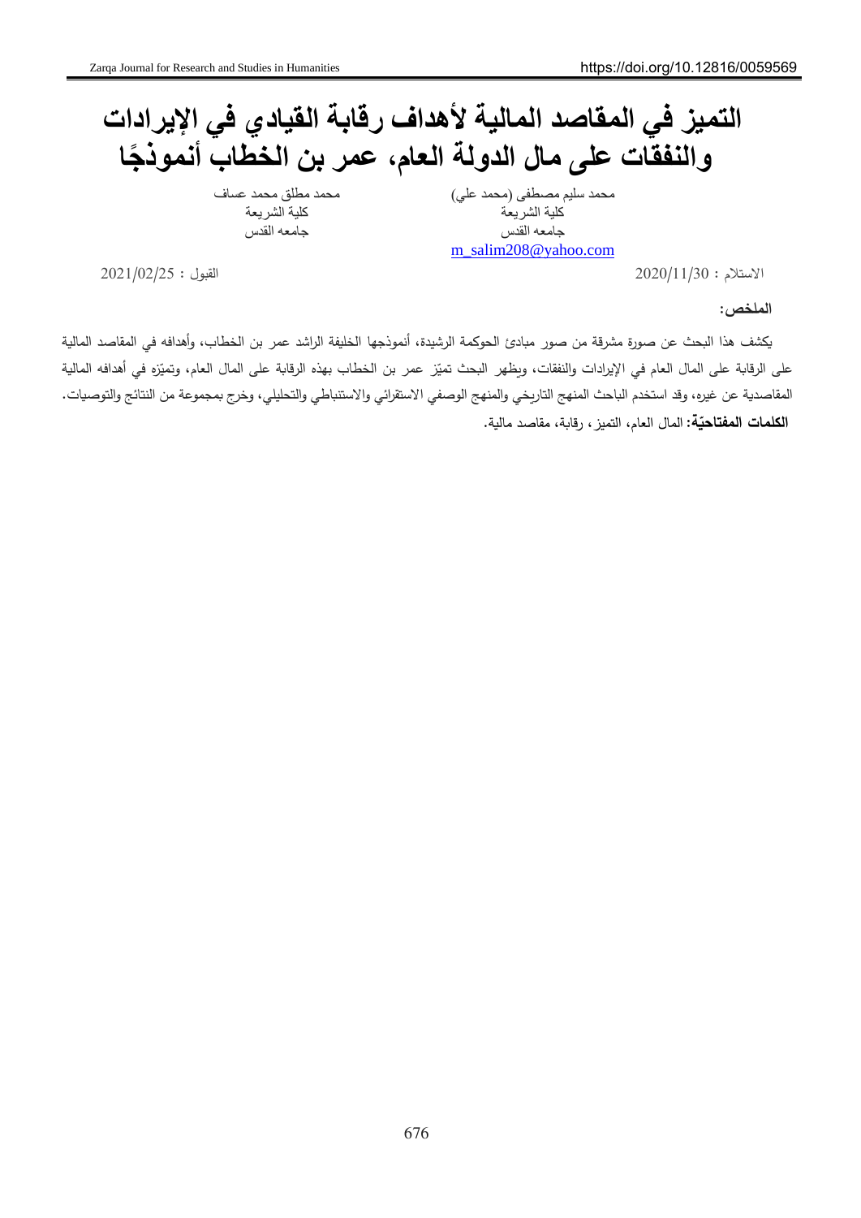# التميز في المقاصد المالية لأهداف رقابة القيادي في الإيرادات والنفقات على مال الدولة العام، عمر بن الخطاب أنموذجًا

محمد سليم مصطفى (محمد علي)
كلية الشريعة
جامعه القدس
m_salim208@yahoo.com

محمد مطلق محمد عساف
كلية الشريعة
جامعه القدس

الاستلام : 2020/11/30

القبول : 2021/02/25

**الملخص:**

يكشف هذا البحث عن صورة مشرقة من صور مبادئ الحوكمة الرشيدة، أنموذجها الخليفة الراشد عمر بن الخطاب، وأهدافه في المقاصد المالية على الرقابة على المال العام في الإيرادات والنفقات، ويظهر البحث تميّز عمر بن الخطاب بهذه الرقابة على المال العام، وتميّزه في أهدافه المالية المقاصدية عن غيره، وقد استخدم الباحث المنهج التاريخي والمنهج الوصفي الاستقرائي والاستنباطي والتحليلي، وخرج بمجموعة من النتائج والتوصيات.

**الكلمات المفتاحيّة:** المال العام، التميز، رقابة، مقاصد مالية.